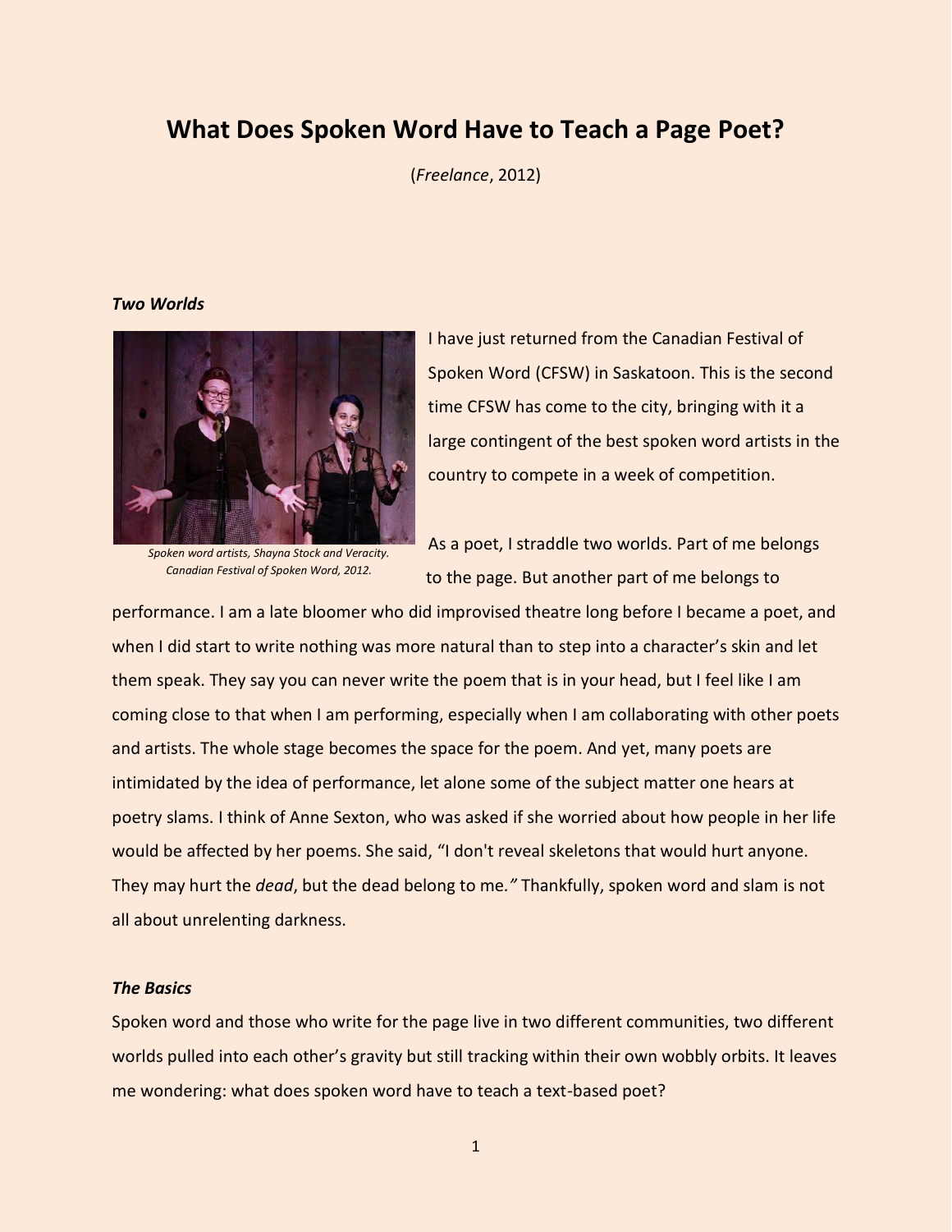# What Does Spoken Word Have to Teach a Page Poet?

(*Freelance*, 2012)

### *Two Worlds*

*Spoken word artists, Shayna Stock and Veracity. Canadian Festival of Spoken Word, 2012.*

I have just returned from the Canadian Festival of Spoken Word (CFSW) in Saskatoon. This is the second time CFSW has come to the city, bringing with it a large contingent of the best spoken word artists in the country to compete in a week of competition.

As a poet, I straddle two worlds. Part of me belongs to the page. But another part of me belongs to performance. I am a late bloomer who did improvised theatre long before I became a poet, and when I did start to write nothing was more natural than to step into a character's skin and let them speak. They say you can never write the poem that is in your head, but I feel like I am coming close to that when I am performing, especially when I am collaborating with other poets and artists. The whole stage becomes the space for the poem. And yet, many poets are intimidated by the idea of performance, let alone some of the subject matter one hears at poetry slams. I think of Anne Sexton, who was asked if she worried about how people in her life would be affected by her poems. She said, "I don't reveal skeletons that would hurt anyone. They may hurt the *dead*, but the dead belong to me." Thankfully, spoken word and slam is not all about unrelenting darkness.

### *The Basics*

Spoken word and those who write for the page live in two different communities, two different worlds pulled into each other's gravity but still tracking within their own wobbly orbits. It leaves me wondering: what does spoken word have to teach a text-based poet?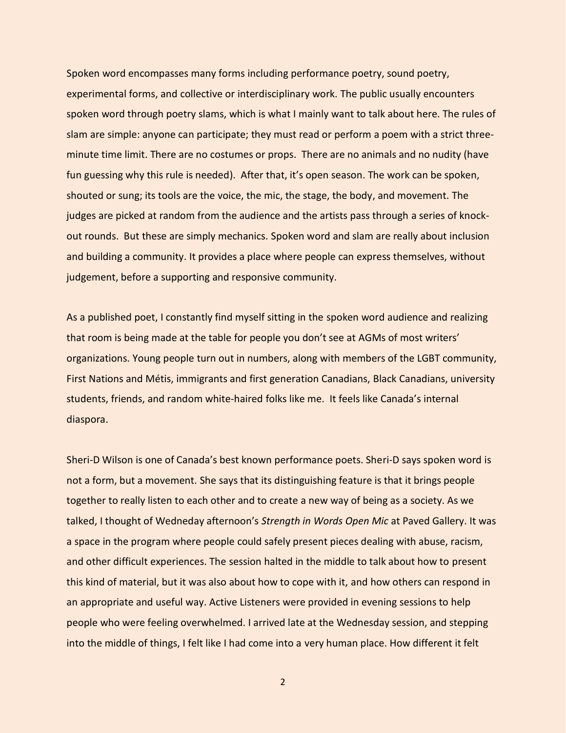Spoken word encompasses many forms including performance poetry, sound poetry, experimental forms, and collective or interdisciplinary work. The public usually encounters spoken word through poetry slams, which is what I mainly want to talk about here. The rules of slam are simple: anyone can participate; they must read or perform a poem with a strict three-minute time limit. There are no costumes or props. There are no animals and no nudity (have fun guessing why this rule is needed). After that, it's open season. The work can be spoken, shouted or sung; its tools are the voice, the mic, the stage, the body, and movement. The judges are picked at random from the audience and the artists pass through a series of knock-out rounds. But these are simply mechanics. Spoken word and slam are really about inclusion and building a community. It provides a place where people can express themselves, without judgement, before a supporting and responsive community.

As a published poet, I constantly find myself sitting in the spoken word audience and realizing that room is being made at the table for people you don't see at AGMs of most writers' organizations. Young people turn out in numbers, along with members of the LGBT community, First Nations and Métis, immigrants and first generation Canadians, Black Canadians, university students, friends, and random white-haired folks like me. It feels like Canada's internal diaspora.

Sheri-D Wilson is one of Canada's best known performance poets. Sheri-D says spoken word is not a form, but a movement. She says that its distinguishing feature is that it brings people together to really listen to each other and to create a new way of being as a society. As we talked, I thought of Wedneday afternoon's *Strength in Words Open Mic* at Paved Gallery. It was a space in the program where people could safely present pieces dealing with abuse, racism, and other difficult experiences. The session halted in the middle to talk about how to present this kind of material, but it was also about how to cope with it, and how others can respond in an appropriate and useful way. Active Listeners were provided in evening sessions to help people who were feeling overwhelmed. I arrived late at the Wednesday session, and stepping into the middle of things, I felt like I had come into a very human place. How different it felt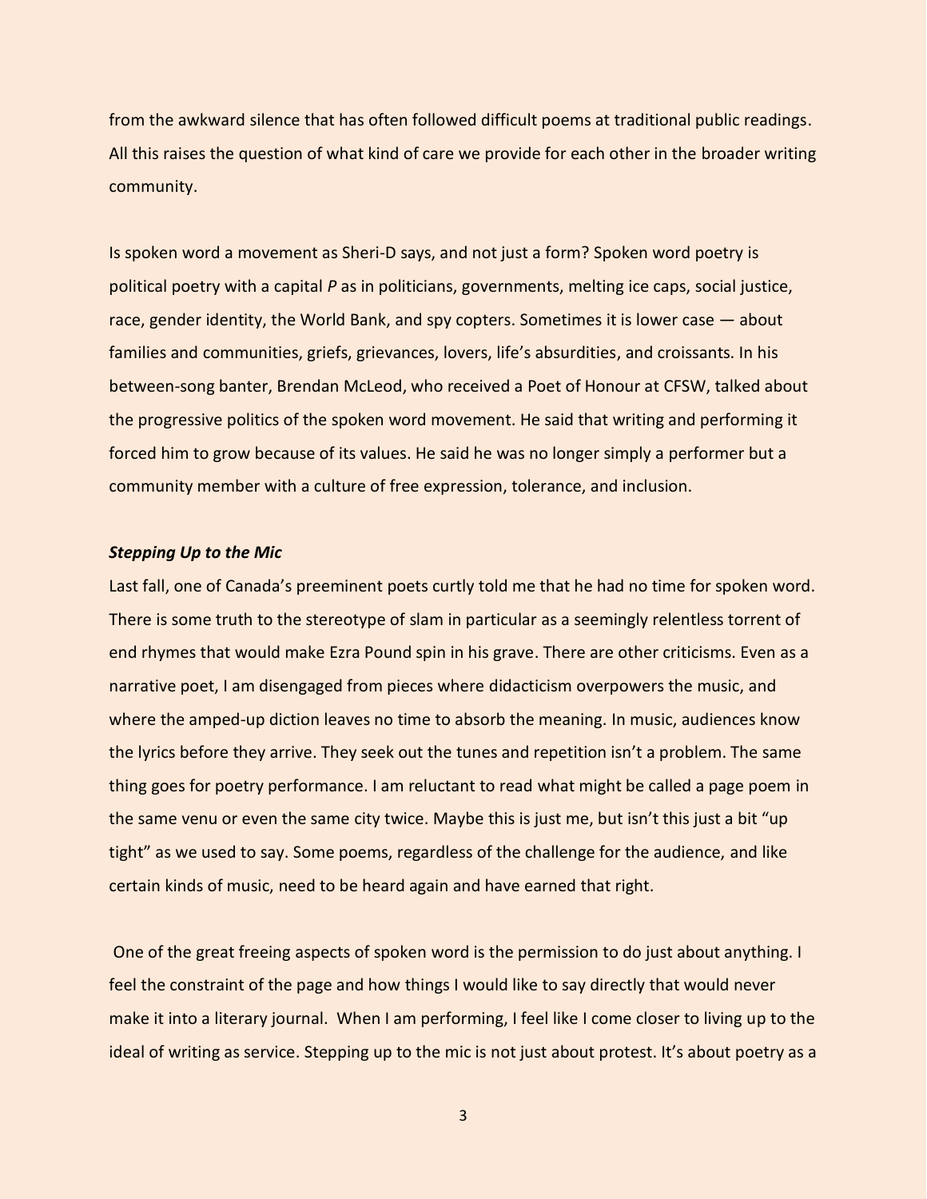from the awkward silence that has often followed difficult poems at traditional public readings. All this raises the question of what kind of care we provide for each other in the broader writing community.

Is spoken word a movement as Sheri-D says, and not just a form? Spoken word poetry is political poetry with a capital *P* as in politicians, governments, melting ice caps, social justice, race, gender identity, the World Bank, and spy copters. Sometimes it is lower case — about families and communities, griefs, grievances, lovers, life's absurdities, and croissants. In his between-song banter, Brendan McLeod, who received a Poet of Honour at CFSW, talked about the progressive politics of the spoken word movement. He said that writing and performing it forced him to grow because of its values. He said he was no longer simply a performer but a community member with a culture of free expression, tolerance, and inclusion.

***Stepping Up to the Mic***

Last fall, one of Canada's preeminent poets curtly told me that he had no time for spoken word. There is some truth to the stereotype of slam in particular as a seemingly relentless torrent of end rhymes that would make Ezra Pound spin in his grave. There are other criticisms. Even as a narrative poet, I am disengaged from pieces where didacticism overpowers the music, and where the amped-up diction leaves no time to absorb the meaning. In music, audiences know the lyrics before they arrive. They seek out the tunes and repetition isn't a problem. The same thing goes for poetry performance. I am reluctant to read what might be called a page poem in the same venu or even the same city twice. Maybe this is just me, but isn't this just a bit "up tight" as we used to say. Some poems, regardless of the challenge for the audience, and like certain kinds of music, need to be heard again and have earned that right.

One of the great freeing aspects of spoken word is the permission to do just about anything. I feel the constraint of the page and how things I would like to say directly that would never make it into a literary journal. When I am performing, I feel like I come closer to living up to the ideal of writing as service. Stepping up to the mic is not just about protest. It's about poetry as a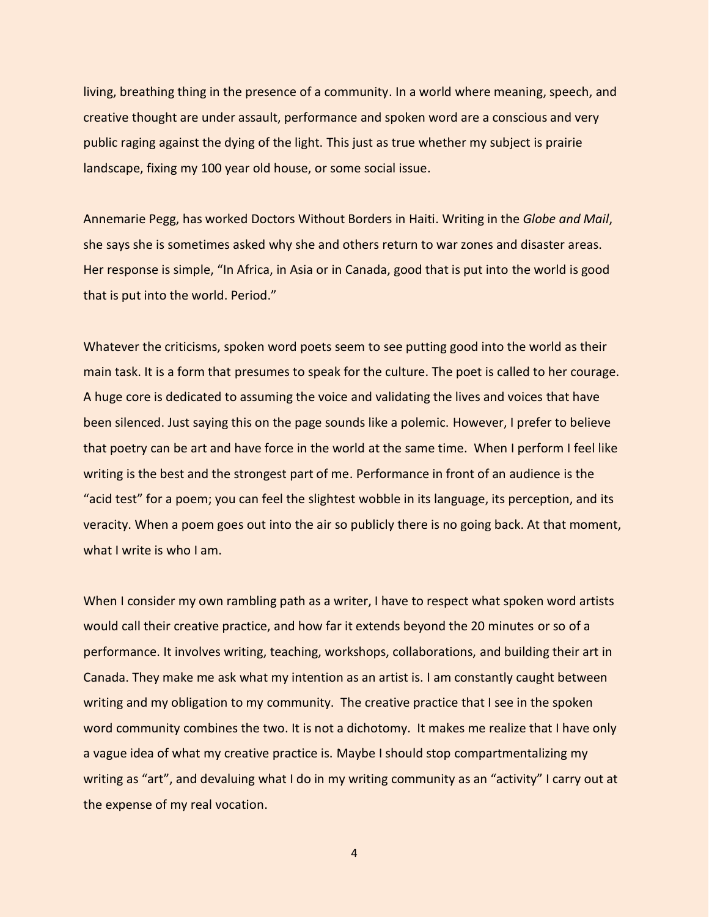living, breathing thing in the presence of a community. In a world where meaning, speech, and creative thought are under assault, performance and spoken word are a conscious and very public raging against the dying of the light. This just as true whether my subject is prairie landscape, fixing my 100 year old house, or some social issue.

Annemarie Pegg, has worked Doctors Without Borders in Haiti. Writing in the *Globe and Mail*, she says she is sometimes asked why she and others return to war zones and disaster areas. Her response is simple, "In Africa, in Asia or in Canada, good that is put into the world is good that is put into the world. Period."

Whatever the criticisms, spoken word poets seem to see putting good into the world as their main task. It is a form that presumes to speak for the culture. The poet is called to her courage. A huge core is dedicated to assuming the voice and validating the lives and voices that have been silenced. Just saying this on the page sounds like a polemic. However, I prefer to believe that poetry can be art and have force in the world at the same time. When I perform I feel like writing is the best and the strongest part of me. Performance in front of an audience is the "acid test" for a poem; you can feel the slightest wobble in its language, its perception, and its veracity. When a poem goes out into the air so publicly there is no going back. At that moment, what I write is who I am.

When I consider my own rambling path as a writer, I have to respect what spoken word artists would call their creative practice, and how far it extends beyond the 20 minutes or so of a performance. It involves writing, teaching, workshops, collaborations, and building their art in Canada. They make me ask what my intention as an artist is. I am constantly caught between writing and my obligation to my community. The creative practice that I see in the spoken word community combines the two. It is not a dichotomy. It makes me realize that I have only a vague idea of what my creative practice is. Maybe I should stop compartmentalizing my writing as "art", and devaluing what I do in my writing community as an "activity" I carry out at the expense of my real vocation.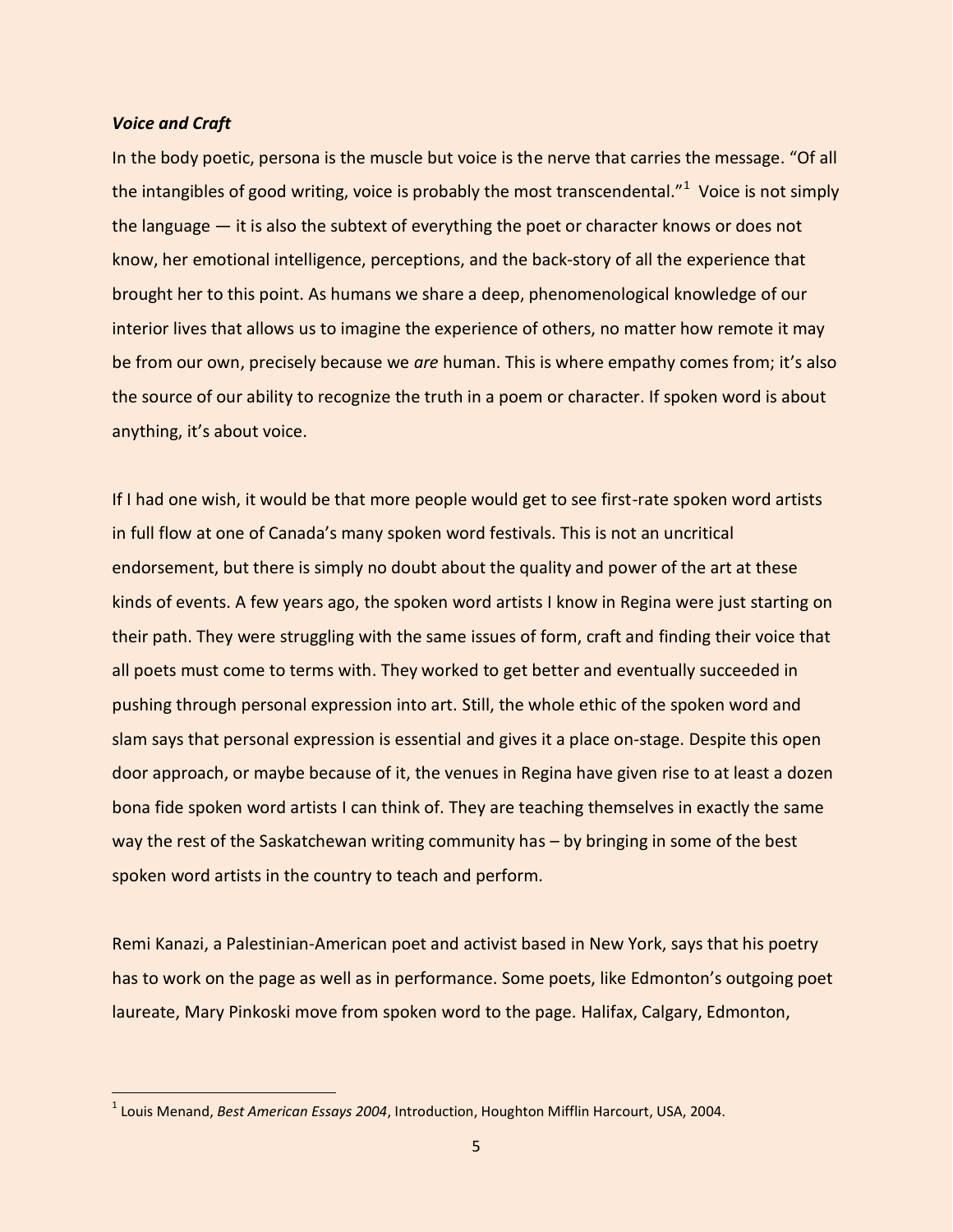***Voice and Craft***

In the body poetic, persona is the muscle but voice is the nerve that carries the message. "Of all the intangibles of good writing, voice is probably the most transcendental."[1] Voice is not simply the language — it is also the subtext of everything the poet or character knows or does not know, her emotional intelligence, perceptions, and the back-story of all the experience that brought her to this point. As humans we share a deep, phenomenological knowledge of our interior lives that allows us to imagine the experience of others, no matter how remote it may be from our own, precisely because we *are* human. This is where empathy comes from; it's also the source of our ability to recognize the truth in a poem or character. If spoken word is about anything, it's about voice.

If I had one wish, it would be that more people would get to see first-rate spoken word artists in full flow at one of Canada's many spoken word festivals. This is not an uncritical endorsement, but there is simply no doubt about the quality and power of the art at these kinds of events. A few years ago, the spoken word artists I know in Regina were just starting on their path. They were struggling with the same issues of form, craft and finding their voice that all poets must come to terms with. They worked to get better and eventually succeeded in pushing through personal expression into art. Still, the whole ethic of the spoken word and slam says that personal expression is essential and gives it a place on-stage. Despite this open door approach, or maybe because of it, the venues in Regina have given rise to at least a dozen bona fide spoken word artists I can think of. They are teaching themselves in exactly the same way the rest of the Saskatchewan writing community has – by bringing in some of the best spoken word artists in the country to teach and perform.

Remi Kanazi, a Palestinian-American poet and activist based in New York, says that his poetry has to work on the page as well as in performance. Some poets, like Edmonton's outgoing poet laureate, Mary Pinkoski move from spoken word to the page. Halifax, Calgary, Edmonton,

---

[1] Louis Menand, *Best American Essays 2004*, Introduction, Houghton Mifflin Harcourt, USA, 2004.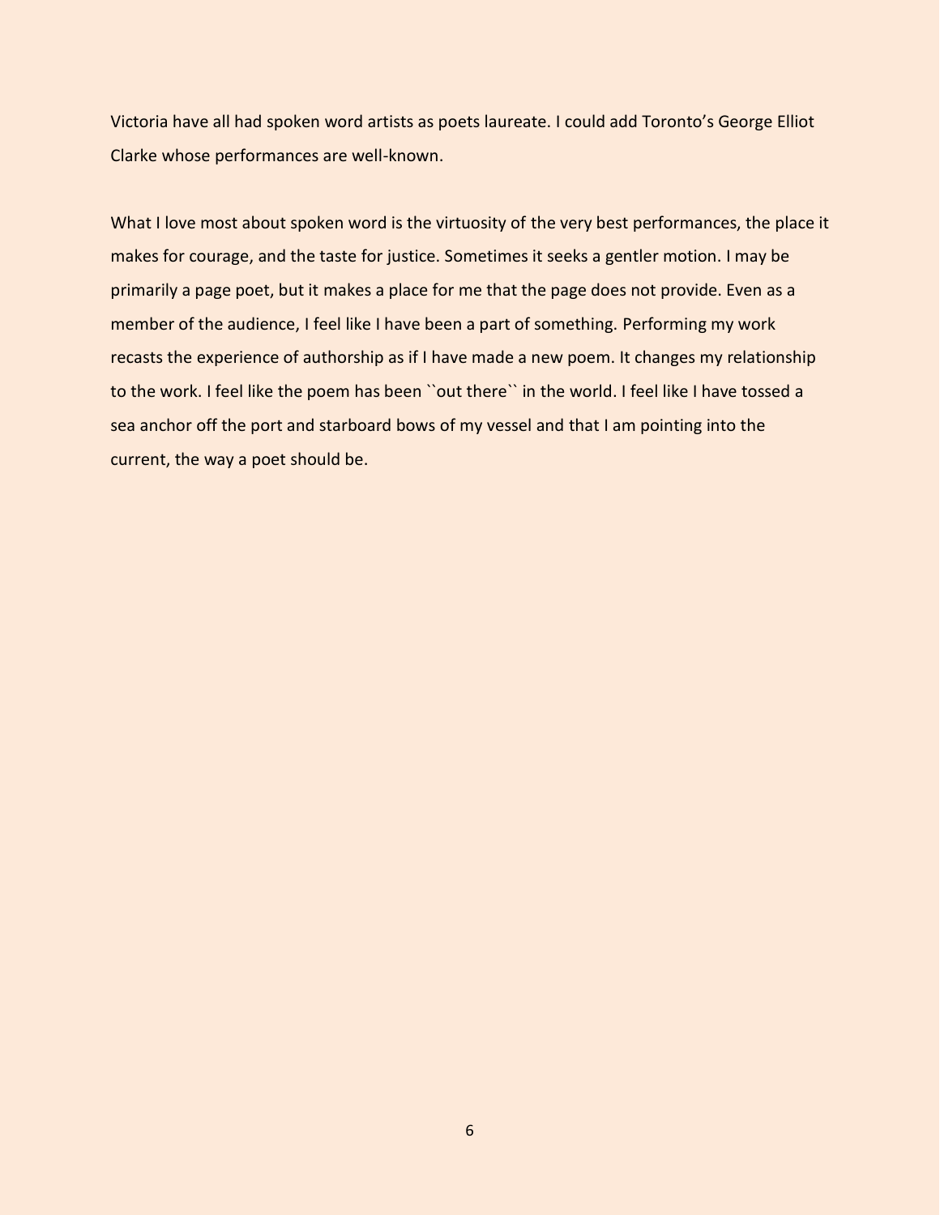Victoria have all had spoken word artists as poets laureate. I could add Toronto's George Elliot Clarke whose performances are well-known.

What I love most about spoken word is the virtuosity of the very best performances, the place it makes for courage, and the taste for justice. Sometimes it seeks a gentler motion. I may be primarily a page poet, but it makes a place for me that the page does not provide. Even as a member of the audience, I feel like I have been a part of something. Performing my work recasts the experience of authorship as if I have made a new poem. It changes my relationship to the work. I feel like the poem has been ``out there`` in the world. I feel like I have tossed a sea anchor off the port and starboard bows of my vessel and that I am pointing into the current, the way a poet should be.